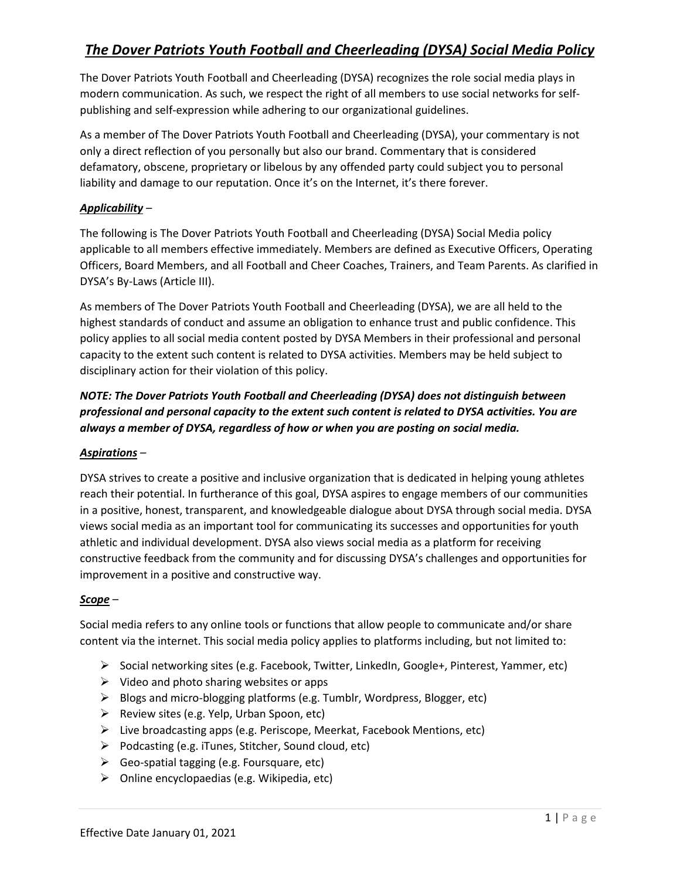# ***The Dover Patriots Youth Football and Cheerleading (DYSA) Social Media Policy***

The Dover Patriots Youth Football and Cheerleading (DYSA) recognizes the role social media plays in modern communication. As such, we respect the right of all members to use social networks for self-publishing and self-expression while adhering to our organizational guidelines.

As a member of The Dover Patriots Youth Football and Cheerleading (DYSA), your commentary is not only a direct reflection of you personally but also our brand. Commentary that is considered defamatory, obscene, proprietary or libelous by any offended party could subject you to personal liability and damage to our reputation. Once it's on the Internet, it's there forever.

***Applicability*** –

The following is The Dover Patriots Youth Football and Cheerleading (DYSA) Social Media policy applicable to all members effective immediately. Members are defined as Executive Officers, Operating Officers, Board Members, and all Football and Cheer Coaches, Trainers, and Team Parents. As clarified in DYSA's By-Laws (Article III).

As members of The Dover Patriots Youth Football and Cheerleading (DYSA), we are all held to the highest standards of conduct and assume an obligation to enhance trust and public confidence. This policy applies to all social media content posted by DYSA Members in their professional and personal capacity to the extent such content is related to DYSA activities. Members may be held subject to disciplinary action for their violation of this policy.

***NOTE: The Dover Patriots Youth Football and Cheerleading (DYSA) does not distinguish between professional and personal capacity to the extent such content is related to DYSA activities. You are always a member of DYSA, regardless of how or when you are posting on social media.***

***Aspirations*** –

DYSA strives to create a positive and inclusive organization that is dedicated in helping young athletes reach their potential. In furtherance of this goal, DYSA aspires to engage members of our communities in a positive, honest, transparent, and knowledgeable dialogue about DYSA through social media. DYSA views social media as an important tool for communicating its successes and opportunities for youth athletic and individual development. DYSA also views social media as a platform for receiving constructive feedback from the community and for discussing DYSA's challenges and opportunities for improvement in a positive and constructive way.

***Scope*** –

Social media refers to any online tools or functions that allow people to communicate and/or share content via the internet. This social media policy applies to platforms including, but not limited to:

- Social networking sites (e.g. Facebook, Twitter, LinkedIn, Google+, Pinterest, Yammer, etc)
- Video and photo sharing websites or apps
- Blogs and micro-blogging platforms (e.g. Tumblr, Wordpress, Blogger, etc)
- Review sites (e.g. Yelp, Urban Spoon, etc)
- Live broadcasting apps (e.g. Periscope, Meerkat, Facebook Mentions, etc)
- Podcasting (e.g. iTunes, Stitcher, Sound cloud, etc)
- Geo-spatial tagging (e.g. Foursquare, etc)
- Online encyclopaedias (e.g. Wikipedia, etc)

Effective Date January 01, 2021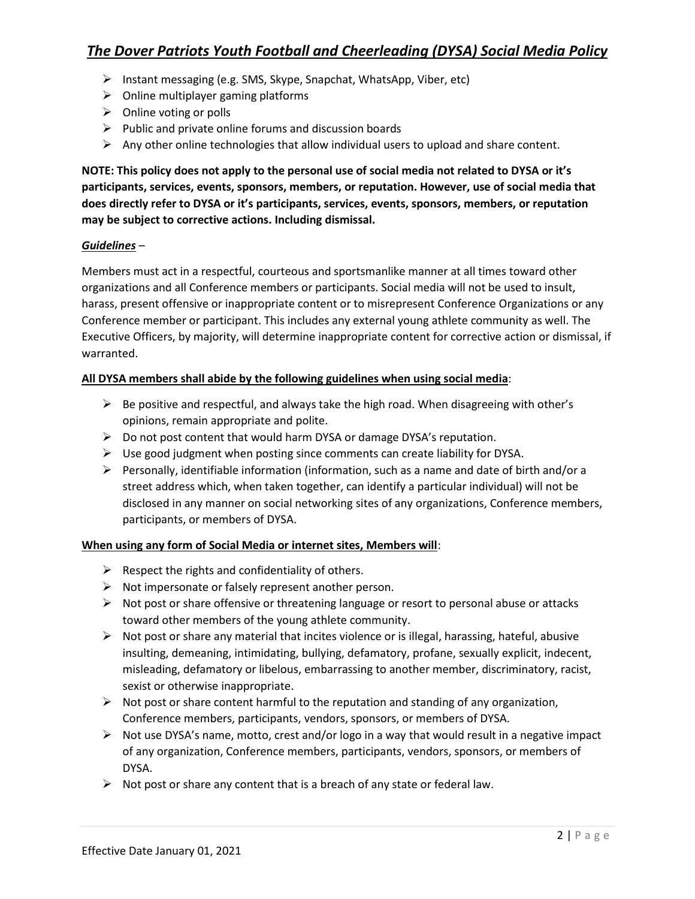- Instant messaging (e.g. SMS, Skype, Snapchat, WhatsApp, Viber, etc)
- Online multiplayer gaming platforms
- Online voting or polls
- Public and private online forums and discussion boards
- Any other online technologies that allow individual users to upload and share content.

**NOTE: This policy does not apply to the personal use of social media not related to DYSA or it's participants, services, events, sponsors, members, or reputation. However, use of social media that does directly refer to DYSA or it's participants, services, events, sponsors, members, or reputation may be subject to corrective actions. Including dismissal.**

***Guidelines*** –

Members must act in a respectful, courteous and sportsmanlike manner at all times toward other organizations and all Conference members or participants. Social media will not be used to insult, harass, present offensive or inappropriate content or to misrepresent Conference Organizations or any Conference member or participant. This includes any external young athlete community as well. The Executive Officers, by majority, will determine inappropriate content for corrective action or dismissal, if warranted.

**All DYSA members shall abide by the following guidelines when using social media**:

- Be positive and respectful, and always take the high road. When disagreeing with other's opinions, remain appropriate and polite.
- Do not post content that would harm DYSA or damage DYSA's reputation.
- Use good judgment when posting since comments can create liability for DYSA.
- Personally, identifiable information (information, such as a name and date of birth and/or a street address which, when taken together, can identify a particular individual) will not be disclosed in any manner on social networking sites of any organizations, Conference members, participants, or members of DYSA.

**When using any form of Social Media or internet sites, Members will**:

- Respect the rights and confidentiality of others.
- Not impersonate or falsely represent another person.
- Not post or share offensive or threatening language or resort to personal abuse or attacks toward other members of the young athlete community.
- Not post or share any material that incites violence or is illegal, harassing, hateful, abusive insulting, demeaning, intimidating, bullying, defamatory, profane, sexually explicit, indecent, misleading, defamatory or libelous, embarrassing to another member, discriminatory, racist, sexist or otherwise inappropriate.
- Not post or share content harmful to the reputation and standing of any organization, Conference members, participants, vendors, sponsors, or members of DYSA.
- Not use DYSA's name, motto, crest and/or logo in a way that would result in a negative impact of any organization, Conference members, participants, vendors, sponsors, or members of DYSA.
- Not post or share any content that is a breach of any state or federal law.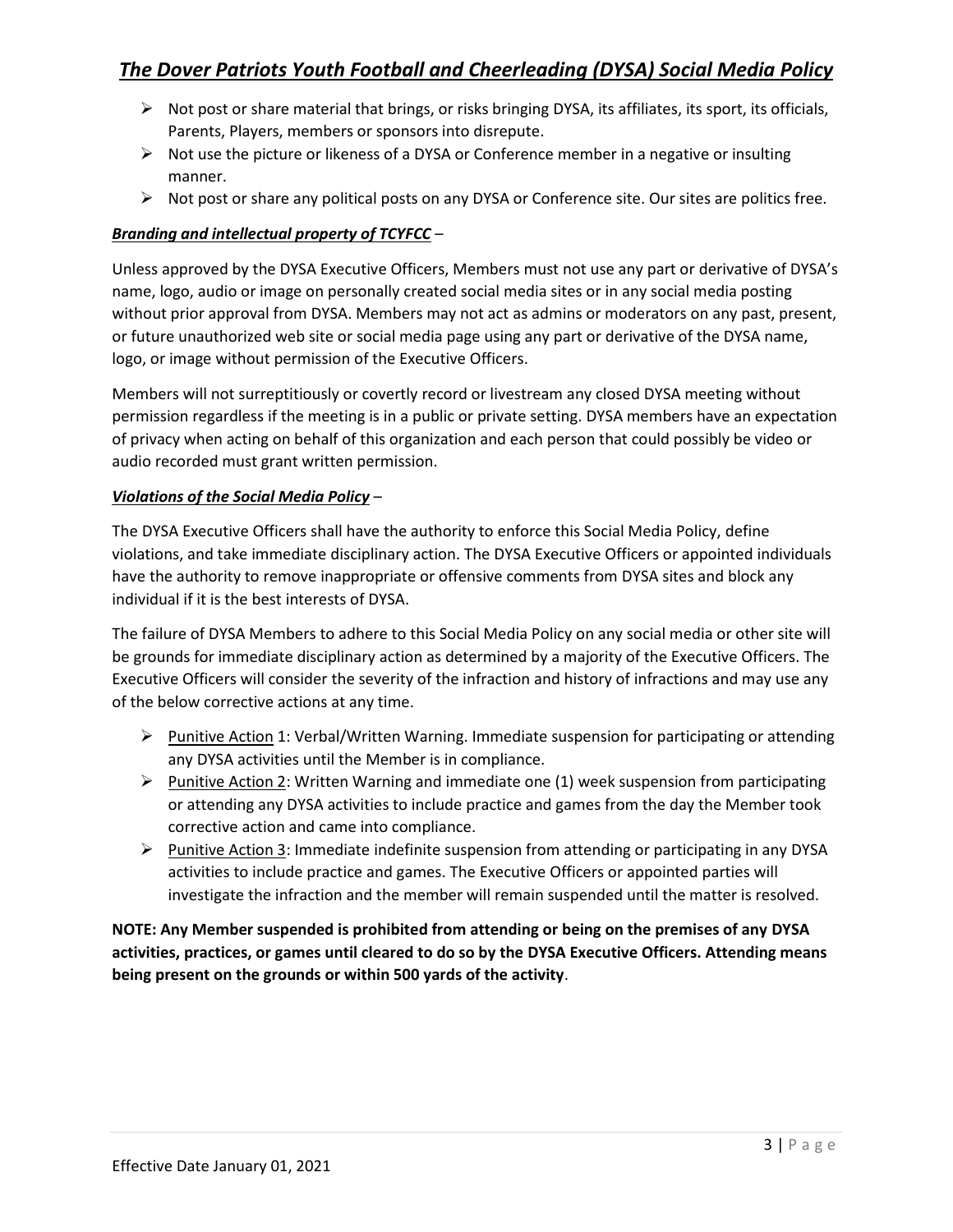- Not post or share material that brings, or risks bringing DYSA, its affiliates, its sport, its officials, Parents, Players, members or sponsors into disrepute.
- Not use the picture or likeness of a DYSA or Conference member in a negative or insulting manner.
- Not post or share any political posts on any DYSA or Conference site. Our sites are politics free.

***Branding and intellectual property of TCYFCC*** –

Unless approved by the DYSA Executive Officers, Members must not use any part or derivative of DYSA's name, logo, audio or image on personally created social media sites or in any social media posting without prior approval from DYSA. Members may not act as admins or moderators on any past, present, or future unauthorized web site or social media page using any part or derivative of the DYSA name, logo, or image without permission of the Executive Officers.

Members will not surreptitiously or covertly record or livestream any closed DYSA meeting without permission regardless if the meeting is in a public or private setting. DYSA members have an expectation of privacy when acting on behalf of this organization and each person that could possibly be video or audio recorded must grant written permission.

***Violations of the Social Media Policy*** –

The DYSA Executive Officers shall have the authority to enforce this Social Media Policy, define violations, and take immediate disciplinary action. The DYSA Executive Officers or appointed individuals have the authority to remove inappropriate or offensive comments from DYSA sites and block any individual if it is the best interests of DYSA.

The failure of DYSA Members to adhere to this Social Media Policy on any social media or other site will be grounds for immediate disciplinary action as determined by a majority of the Executive Officers. The Executive Officers will consider the severity of the infraction and history of infractions and may use any of the below corrective actions at any time.

- Punitive Action 1: Verbal/Written Warning. Immediate suspension for participating or attending any DYSA activities until the Member is in compliance.
- Punitive Action 2: Written Warning and immediate one (1) week suspension from participating or attending any DYSA activities to include practice and games from the day the Member took corrective action and came into compliance.
- Punitive Action 3: Immediate indefinite suspension from attending or participating in any DYSA activities to include practice and games. The Executive Officers or appointed parties will investigate the infraction and the member will remain suspended until the matter is resolved.

**NOTE: Any Member suspended is prohibited from attending or being on the premises of any DYSA activities, practices, or games until cleared to do so by the DYSA Executive Officers. Attending means being present on the grounds or within 500 yards of the activity**.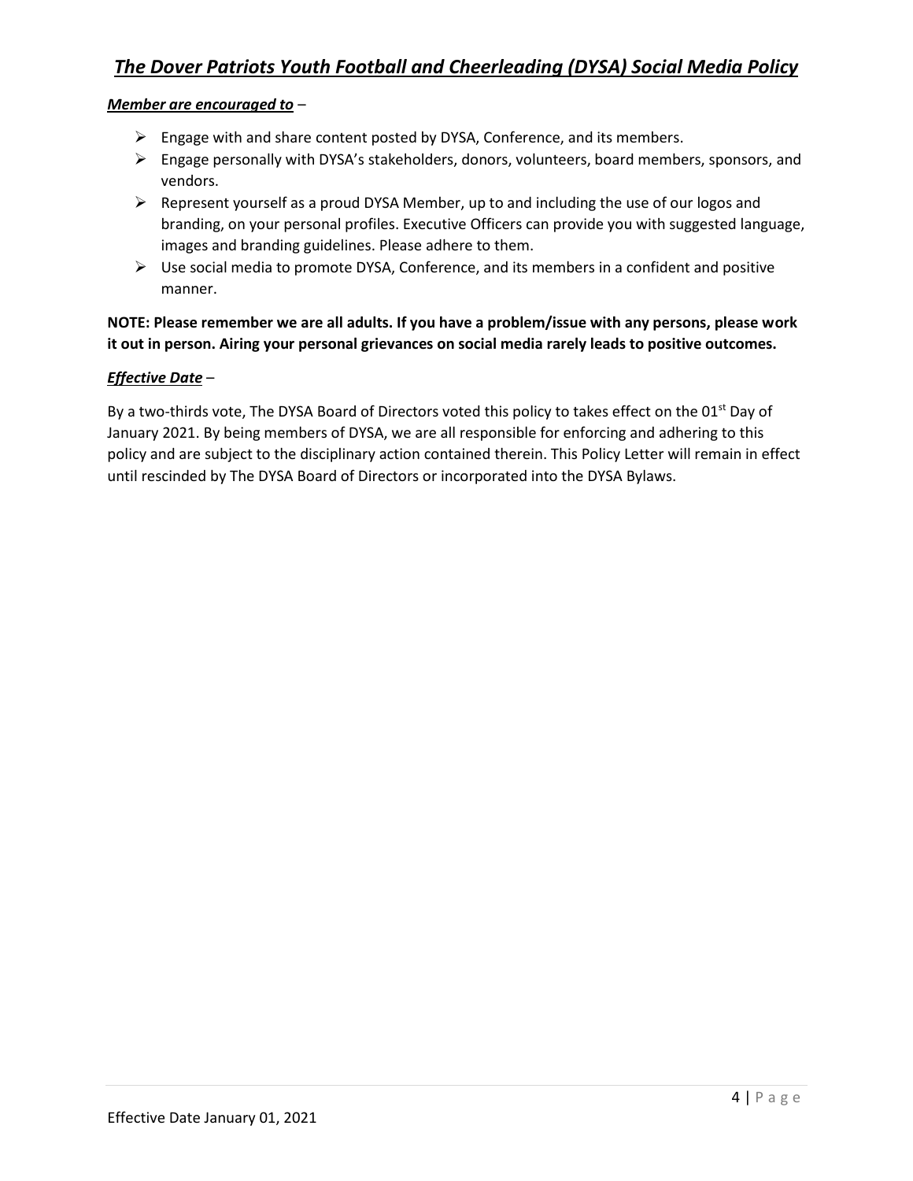### *Member are encouraged to* –

- Engage with and share content posted by DYSA, Conference, and its members.
- Engage personally with DYSA's stakeholders, donors, volunteers, board members, sponsors, and vendors.
- Represent yourself as a proud DYSA Member, up to and including the use of our logos and branding, on your personal profiles. Executive Officers can provide you with suggested language, images and branding guidelines. Please adhere to them.
- Use social media to promote DYSA, Conference, and its members in a confident and positive manner.

**NOTE: Please remember we are all adults. If you have a problem/issue with any persons, please work it out in person. Airing your personal grievances on social media rarely leads to positive outcomes.**

### *Effective Date* –

By a two-thirds vote, The DYSA Board of Directors voted this policy to takes effect on the 01st Day of January 2021. By being members of DYSA, we are all responsible for enforcing and adhering to this policy and are subject to the disciplinary action contained therein. This Policy Letter will remain in effect until rescinded by The DYSA Board of Directors or incorporated into the DYSA Bylaws.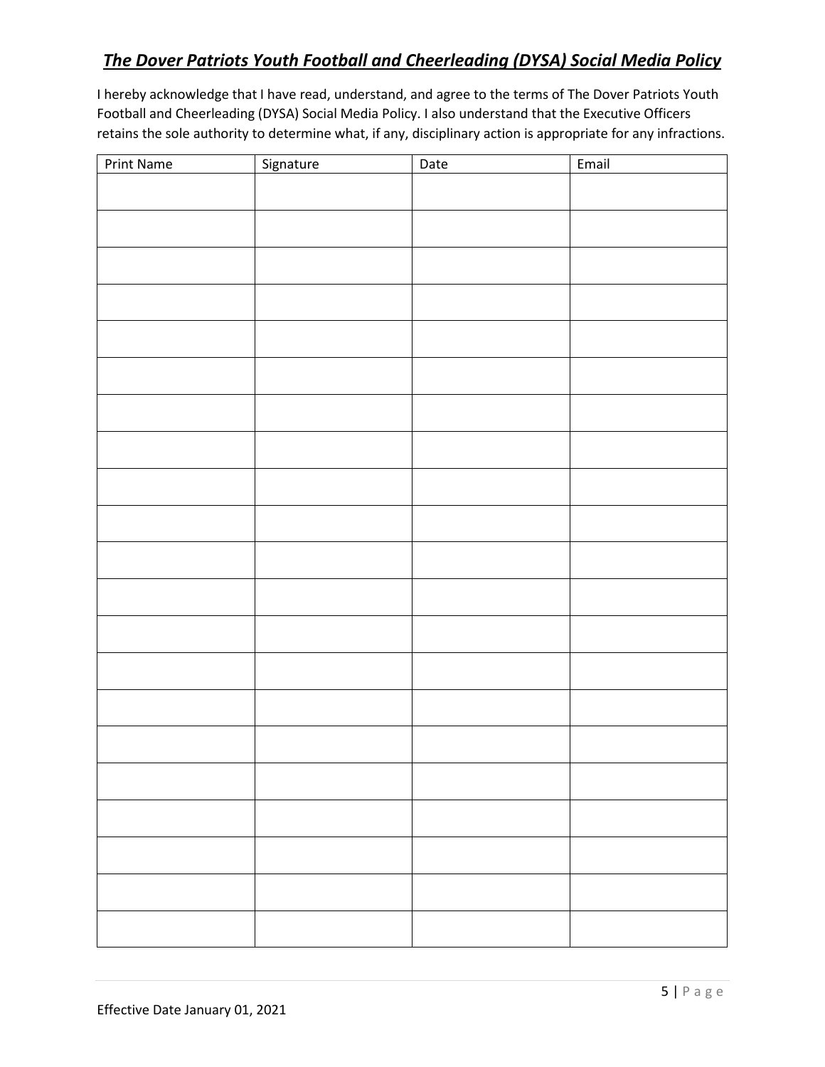***The Dover Patriots Youth Football and Cheerleading (DYSA) Social Media Policy***

I hereby acknowledge that I have read, understand, and agree to the terms of The Dover Patriots Youth Football and Cheerleading (DYSA) Social Media Policy. I also understand that the Executive Officers retains the sole authority to determine what, if any, disciplinary action is appropriate for any infractions.

| Print Name | Signature | Date | Email |
|---|---|---|---|
| | | | |
| | | | |
| | | | |
| | | | |
| | | | |
| | | | |
| | | | |
| | | | |
| | | | |
| | | | |
| | | | |
| | | | |
| | | | |
| | | | |
| | | | |
| | | | |
| | | | |
| | | | |
| | | | |
| | | | |
| | | | |

Effective Date January 01, 2021